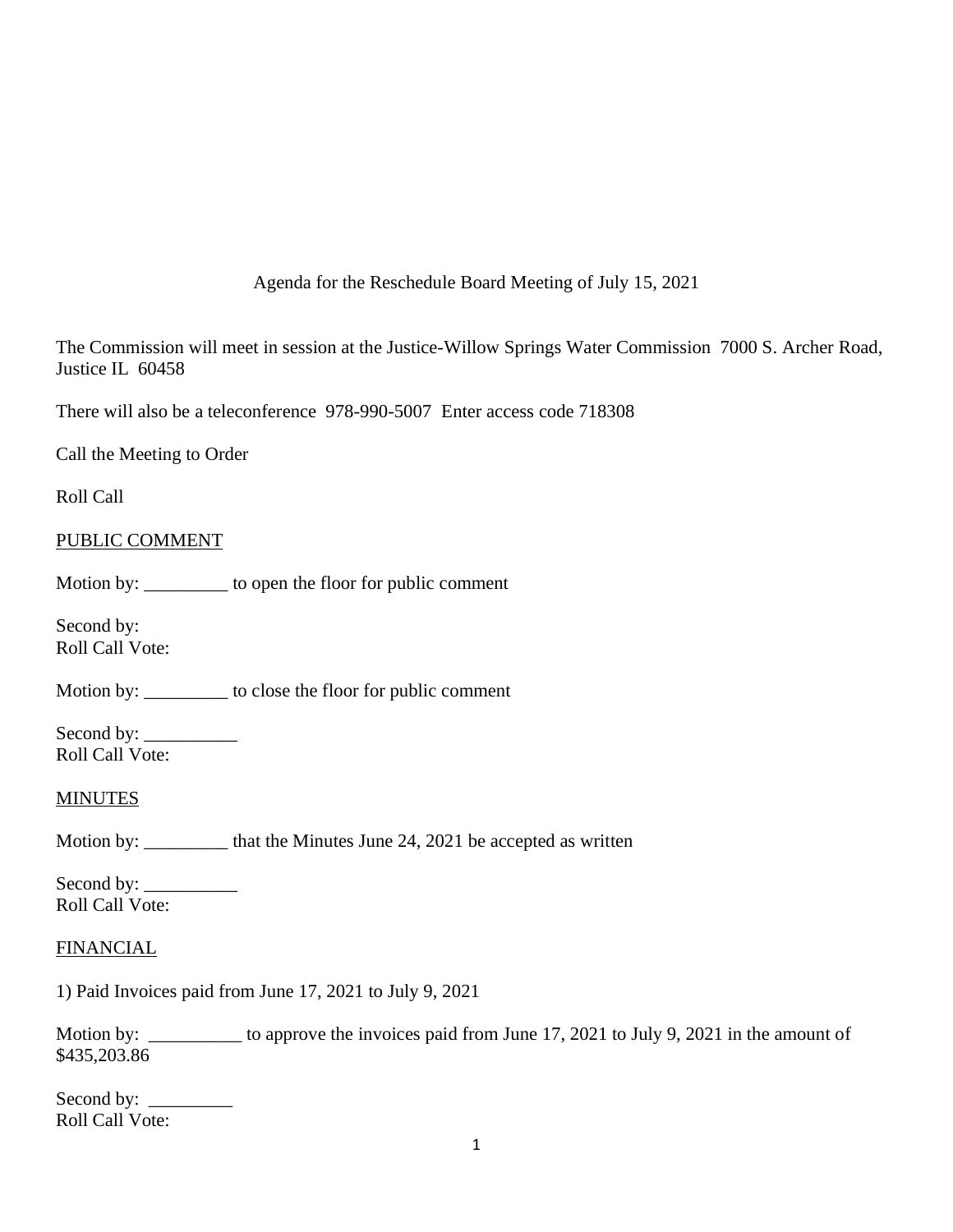# Agenda for the Reschedule Board Meeting of July 15, 2021

The Commission will meet in session at the Justice-Willow Springs Water Commission 7000 S. Archer Road, Justice IL 60458

There will also be a teleconference 978-990-5007 Enter access code 718308

Call the Meeting to Order

Roll Call

PUBLIC COMMENT

Motion by: _________ to open the floor for public comment

Second by:
Roll Call Vote:

Motion by: _________ to close the floor for public comment

Second by: __________
Roll Call Vote:

MINUTES

Motion by: _________ that the Minutes June 24, 2021 be accepted as written

Second by: __________
Roll Call Vote:

FINANCIAL

1) Paid Invoices paid from June 17, 2021 to July 9, 2021

Motion by: __________ to approve the invoices paid from June 17, 2021 to July 9, 2021 in the amount of $435,203.86

Second by: _________
Roll Call Vote: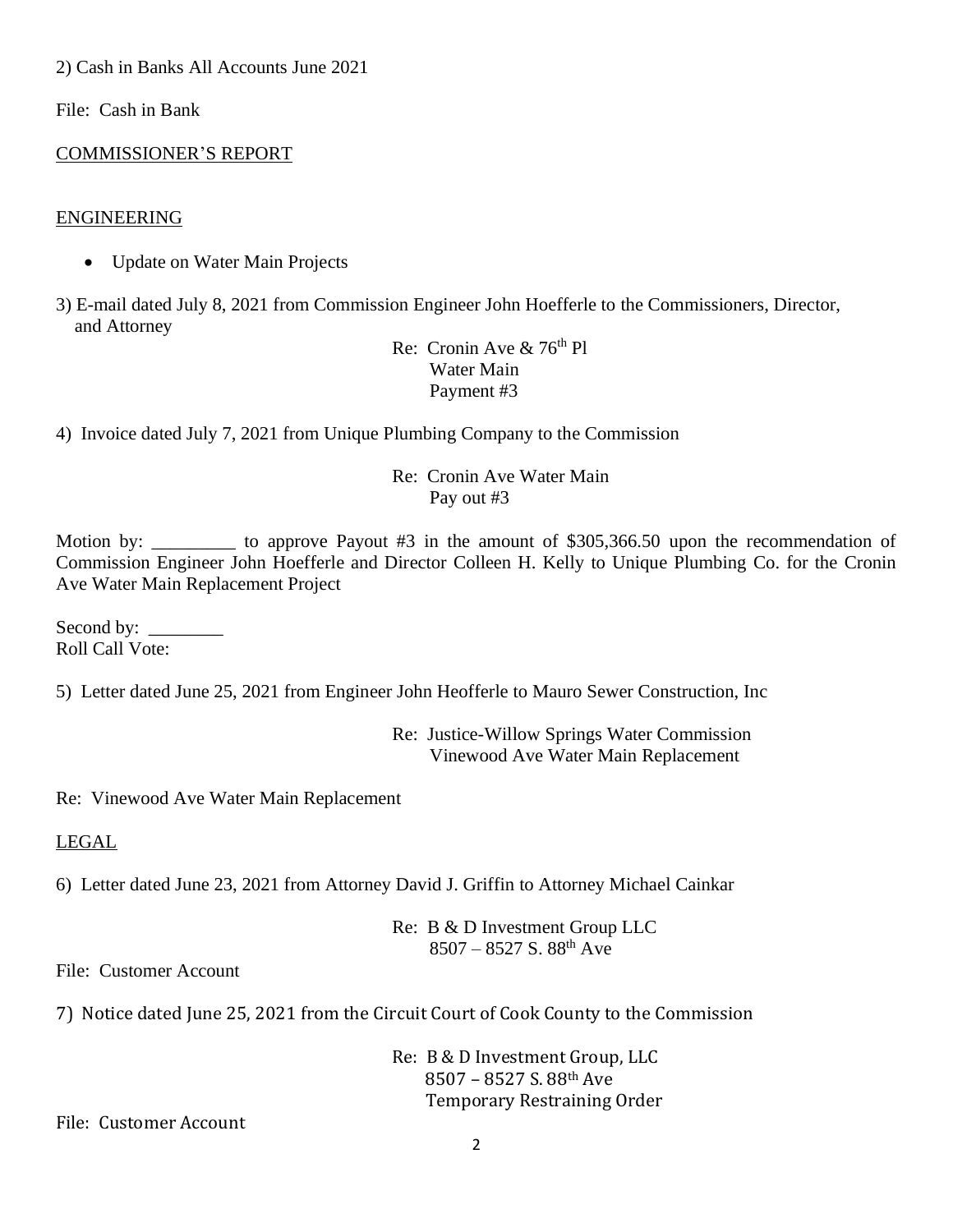2) Cash in Banks All Accounts June 2021

File: Cash in Bank

<u>COMMISSIONER'S REPORT</u>

<u>ENGINEERING</u>

- Update on Water Main Projects

3) E-mail dated July 8, 2021 from Commission Engineer John Hoefferle to the Commissioners, Director, and Attorney

Re: Cronin Ave & 76th Pl
Water Main
Payment #3

4) Invoice dated July 7, 2021 from Unique Plumbing Company to the Commission

Re: Cronin Ave Water Main
Pay out #3

Motion by: _________ to approve Payout #3 in the amount of $305,366.50 upon the recommendation of Commission Engineer John Hoefferle and Director Colleen H. Kelly to Unique Plumbing Co. for the Cronin Ave Water Main Replacement Project

Second by: ________
Roll Call Vote:

5) Letter dated June 25, 2021 from Engineer John Heofferle to Mauro Sewer Construction, Inc

Re: Justice-Willow Springs Water Commission
Vinewood Ave Water Main Replacement

Re: Vinewood Ave Water Main Replacement

<u>LEGAL</u>

6) Letter dated June 23, 2021 from Attorney David J. Griffin to Attorney Michael Cainkar

Re: B & D Investment Group LLC
8507 – 8527 S. 88th Ave

File: Customer Account

7) Notice dated June 25, 2021 from the Circuit Court of Cook County to the Commission

Re: B & D Investment Group, LLC
8507 – 8527 S. 88th Ave
Temporary Restraining Order

File: Customer Account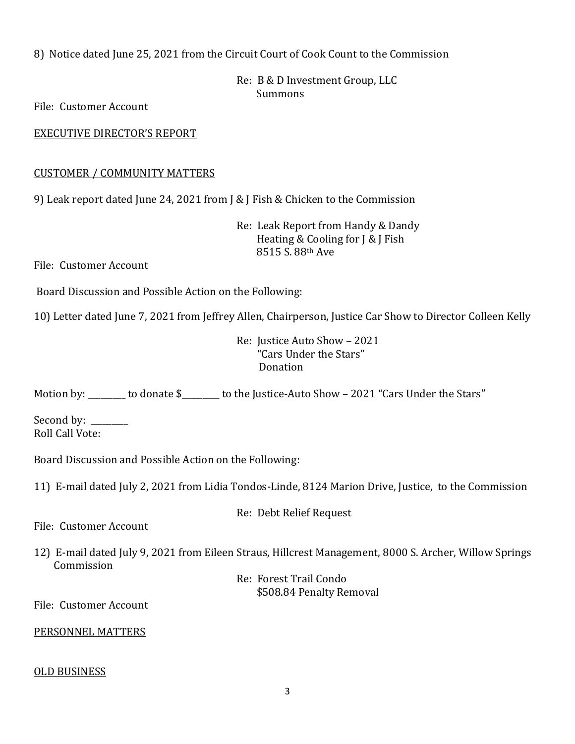8) Notice dated June 25, 2021 from the Circuit Court of Cook Count to the Commission

Re: B & D Investment Group, LLC
Summons

File: Customer Account

EXECUTIVE DIRECTOR'S REPORT

CUSTOMER / COMMUNITY MATTERS

9) Leak report dated June 24, 2021 from J & J Fish & Chicken to the Commission

Re: Leak Report from Handy & Dandy
Heating & Cooling for J & J Fish
8515 S. 88th Ave

File: Customer Account

Board Discussion and Possible Action on the Following:

10) Letter dated June 7, 2021 from Jeffrey Allen, Chairperson, Justice Car Show to Director Colleen Kelly

Re: Justice Auto Show – 2021
"Cars Under the Stars"
Donation

Motion by: _________ to donate $_________ to the Justice-Auto Show – 2021 "Cars Under the Stars"

Second by: _________
Roll Call Vote:

Board Discussion and Possible Action on the Following:

11) E-mail dated July 2, 2021 from Lidia Tondos-Linde, 8124 Marion Drive, Justice, to the Commission

Re: Debt Relief Request

File: Customer Account

12) E-mail dated July 9, 2021 from Eileen Straus, Hillcrest Management, 8000 S. Archer, Willow Springs Commission

Re: Forest Trail Condo
$508.84 Penalty Removal

File: Customer Account

PERSONNEL MATTERS

OLD BUSINESS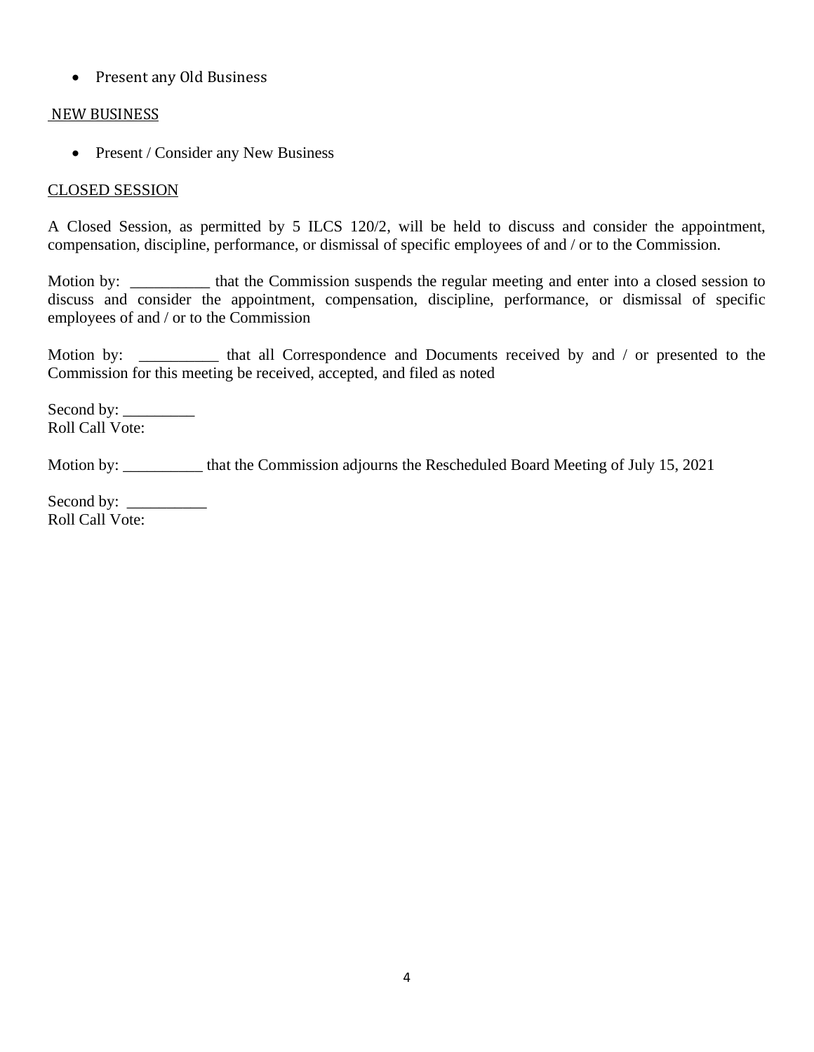- Present any Old Business

## NEW BUSINESS

- Present / Consider any New Business

## CLOSED SESSION

A Closed Session, as permitted by 5 ILCS 120/2, will be held to discuss and consider the appointment, compensation, discipline, performance, or dismissal of specific employees of and / or to the Commission.

Motion by: __________ that the Commission suspends the regular meeting and enter into a closed session to discuss and consider the appointment, compensation, discipline, performance, or dismissal of specific employees of and / or to the Commission

Motion by: __________ that all Correspondence and Documents received by and / or presented to the Commission for this meeting be received, accepted, and filed as noted

Second by: _________
Roll Call Vote:

Motion by: __________ that the Commission adjourns the Rescheduled Board Meeting of July 15, 2021

Second by: __________
Roll Call Vote: